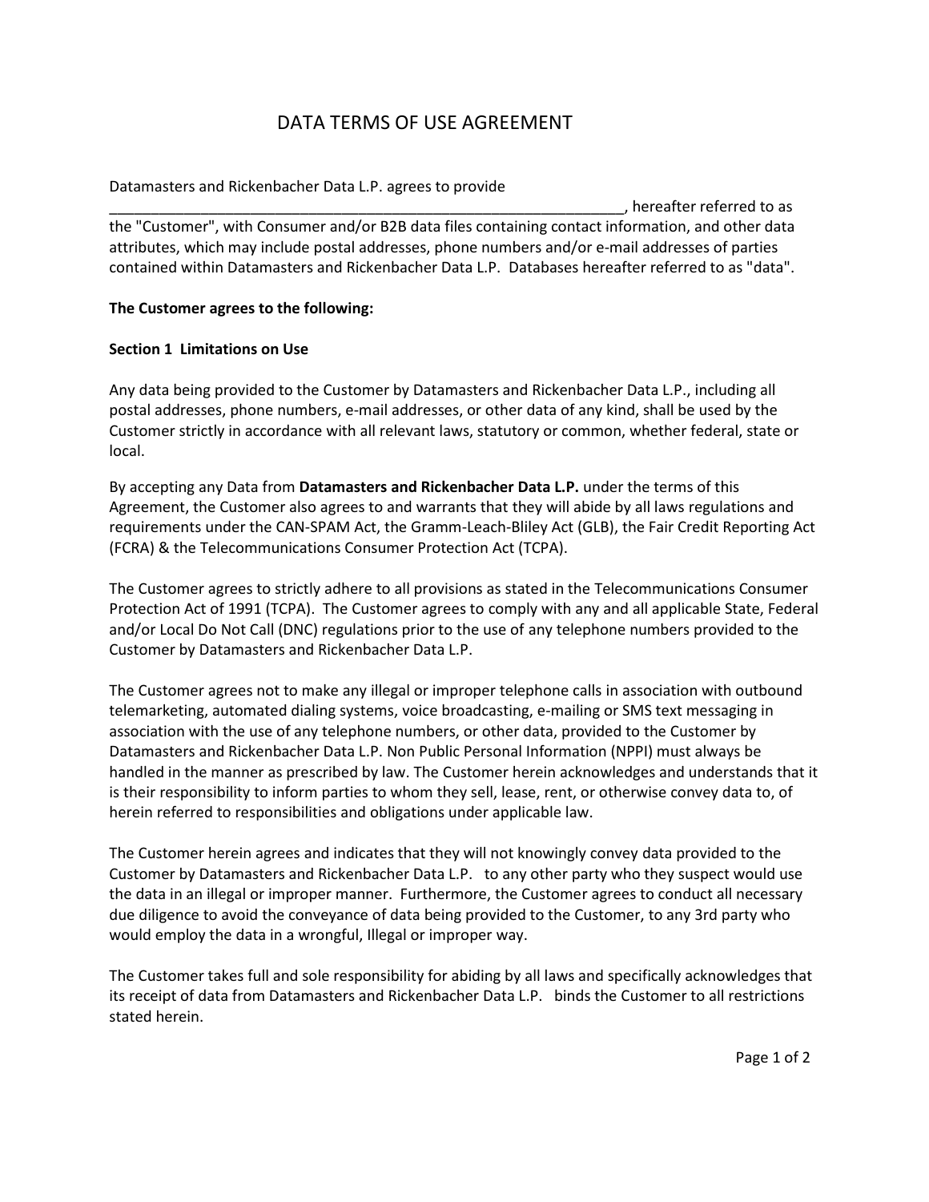# DATA TERMS OF USE AGREEMENT

Datamasters and Rickenbacher Data L.P. agrees to provide _______________________________________________________________, hereafter referred to as the "Customer", with Consumer and/or B2B data files containing contact information, and other data attributes, which may include postal addresses, phone numbers and/or e-mail addresses of parties contained within Datamasters and Rickenbacher Data L.P. Databases hereafter referred to as "data".

**The Customer agrees to the following:**

**Section 1 Limitations on Use**

Any data being provided to the Customer by Datamasters and Rickenbacher Data L.P., including all postal addresses, phone numbers, e-mail addresses, or other data of any kind, shall be used by the Customer strictly in accordance with all relevant laws, statutory or common, whether federal, state or local.

By accepting any Data from **Datamasters and Rickenbacher Data L.P.** under the terms of this Agreement, the Customer also agrees to and warrants that they will abide by all laws regulations and requirements under the CAN-SPAM Act, the Gramm-Leach-Bliley Act (GLB), the Fair Credit Reporting Act (FCRA) & the Telecommunications Consumer Protection Act (TCPA).

The Customer agrees to strictly adhere to all provisions as stated in the Telecommunications Consumer Protection Act of 1991 (TCPA). The Customer agrees to comply with any and all applicable State, Federal and/or Local Do Not Call (DNC) regulations prior to the use of any telephone numbers provided to the Customer by Datamasters and Rickenbacher Data L.P.

The Customer agrees not to make any illegal or improper telephone calls in association with outbound telemarketing, automated dialing systems, voice broadcasting, e-mailing or SMS text messaging in association with the use of any telephone numbers, or other data, provided to the Customer by Datamasters and Rickenbacher Data L.P. Non Public Personal Information (NPPI) must always be handled in the manner as prescribed by law. The Customer herein acknowledges and understands that it is their responsibility to inform parties to whom they sell, lease, rent, or otherwise convey data to, of herein referred to responsibilities and obligations under applicable law.

The Customer herein agrees and indicates that they will not knowingly convey data provided to the Customer by Datamasters and Rickenbacher Data L.P. to any other party who they suspect would use the data in an illegal or improper manner. Furthermore, the Customer agrees to conduct all necessary due diligence to avoid the conveyance of data being provided to the Customer, to any 3rd party who would employ the data in a wrongful, Illegal or improper way.

The Customer takes full and sole responsibility for abiding by all laws and specifically acknowledges that its receipt of data from Datamasters and Rickenbacher Data L.P. binds the Customer to all restrictions stated herein.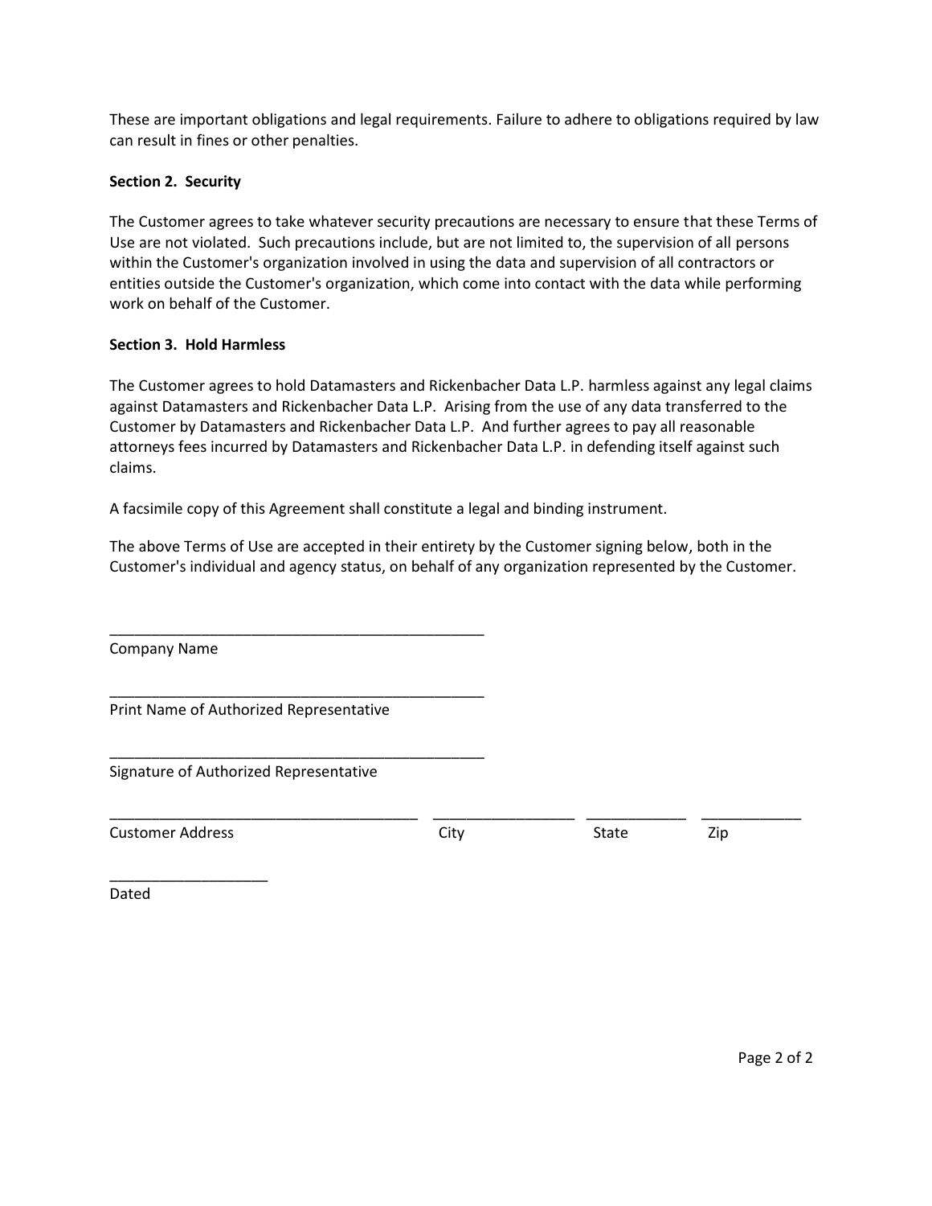These are important obligations and legal requirements. Failure to adhere to obligations required by law can result in fines or other penalties.

**Section 2. Security**

The Customer agrees to take whatever security precautions are necessary to ensure that these Terms of Use are not violated. Such precautions include, but are not limited to, the supervision of all persons within the Customer's organization involved in using the data and supervision of all contractors or entities outside the Customer's organization, which come into contact with the data while performing work on behalf of the Customer.

**Section 3. Hold Harmless**

The Customer agrees to hold Datamasters and Rickenbacher Data L.P. harmless against any legal claims against Datamasters and Rickenbacher Data L.P. Arising from the use of any data transferred to the Customer by Datamasters and Rickenbacher Data L.P. And further agrees to pay all reasonable attorneys fees incurred by Datamasters and Rickenbacher Data L.P. in defending itself against such claims.

A facsimile copy of this Agreement shall constitute a legal and binding instrument.

The above Terms of Use are accepted in their entirety by the Customer signing below, both in the Customer's individual and agency status, on behalf of any organization represented by the Customer.

_______________________________________________
Company Name

_______________________________________________
Print Name of Authorized Representative

_______________________________________________
Signature of Authorized Representative

______________________________________ _________________ ____________ ____________
Customer Address City State Zip

___________________
Dated